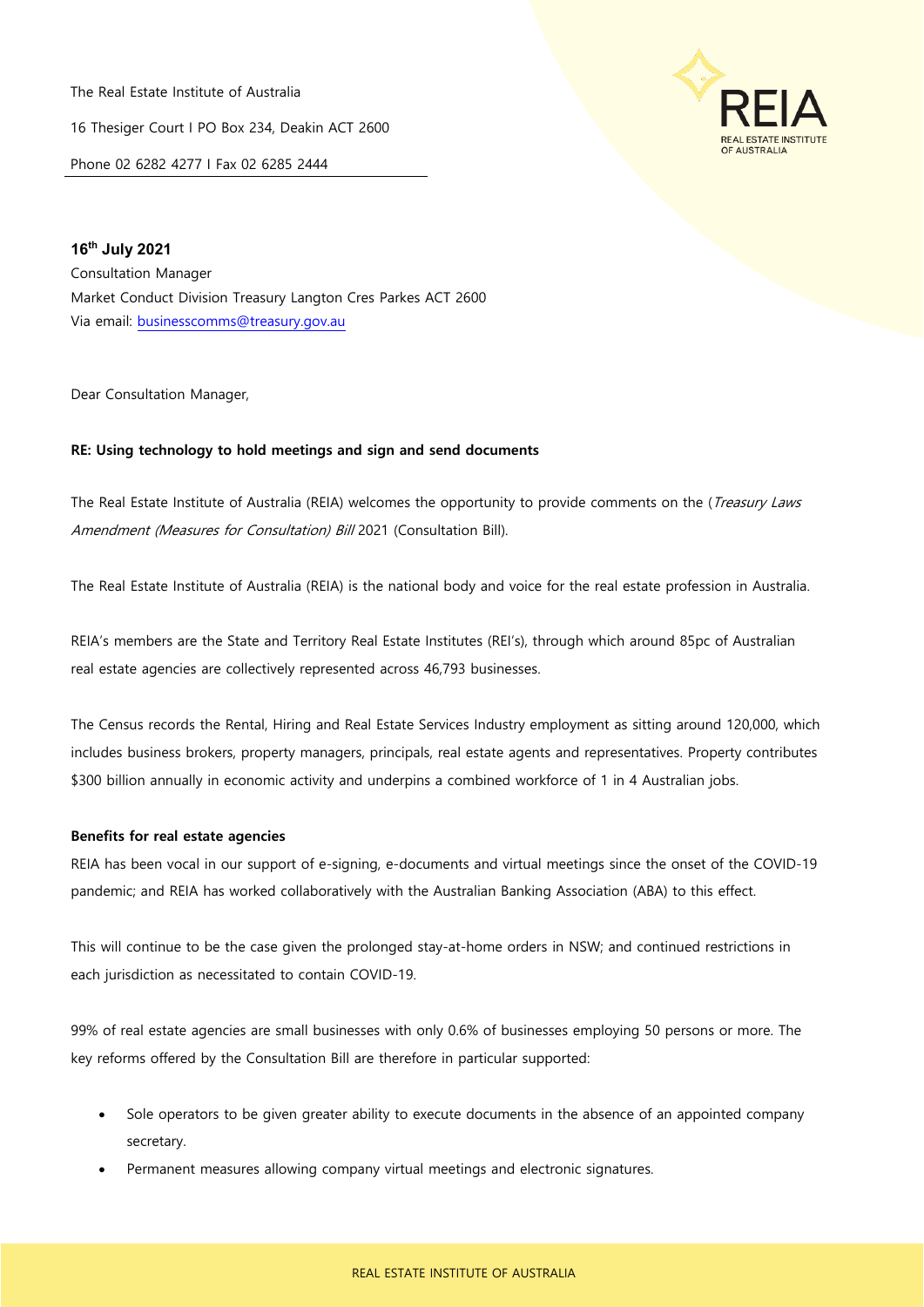The Real Estate Institute of Australia

16 Thesiger Court I PO Box 234, Deakin ACT 2600

Phone 02 6282 4277 I Fax 02 6285 2444

**16th July 2021**
Consultation Manager
Market Conduct Division Treasury Langton Cres Parkes ACT 2600
Via email: businesscomms@treasury.gov.au

Dear Consultation Manager,

**RE: Using technology to hold meetings and sign and send documents**

The Real Estate Institute of Australia (REIA) welcomes the opportunity to provide comments on the (*Treasury Laws Amendment (Measures for Consultation) Bill* 2021 (Consultation Bill).

The Real Estate Institute of Australia (REIA) is the national body and voice for the real estate profession in Australia.

REIA's members are the State and Territory Real Estate Institutes (REI's), through which around 85pc of Australian real estate agencies are collectively represented across 46,793 businesses.

The Census records the Rental, Hiring and Real Estate Services Industry employment as sitting around 120,000, which includes business brokers, property managers, principals, real estate agents and representatives. Property contributes $300 billion annually in economic activity and underpins a combined workforce of 1 in 4 Australian jobs.

**Benefits for real estate agencies**

REIA has been vocal in our support of e-signing, e-documents and virtual meetings since the onset of the COVID-19 pandemic; and REIA has worked collaboratively with the Australian Banking Association (ABA) to this effect.

This will continue to be the case given the prolonged stay-at-home orders in NSW; and continued restrictions in each jurisdiction as necessitated to contain COVID-19.

99% of real estate agencies are small businesses with only 0.6% of businesses employing 50 persons or more. The key reforms offered by the Consultation Bill are therefore in particular supported:

- Sole operators to be given greater ability to execute documents in the absence of an appointed company secretary.
- Permanent measures allowing company virtual meetings and electronic signatures.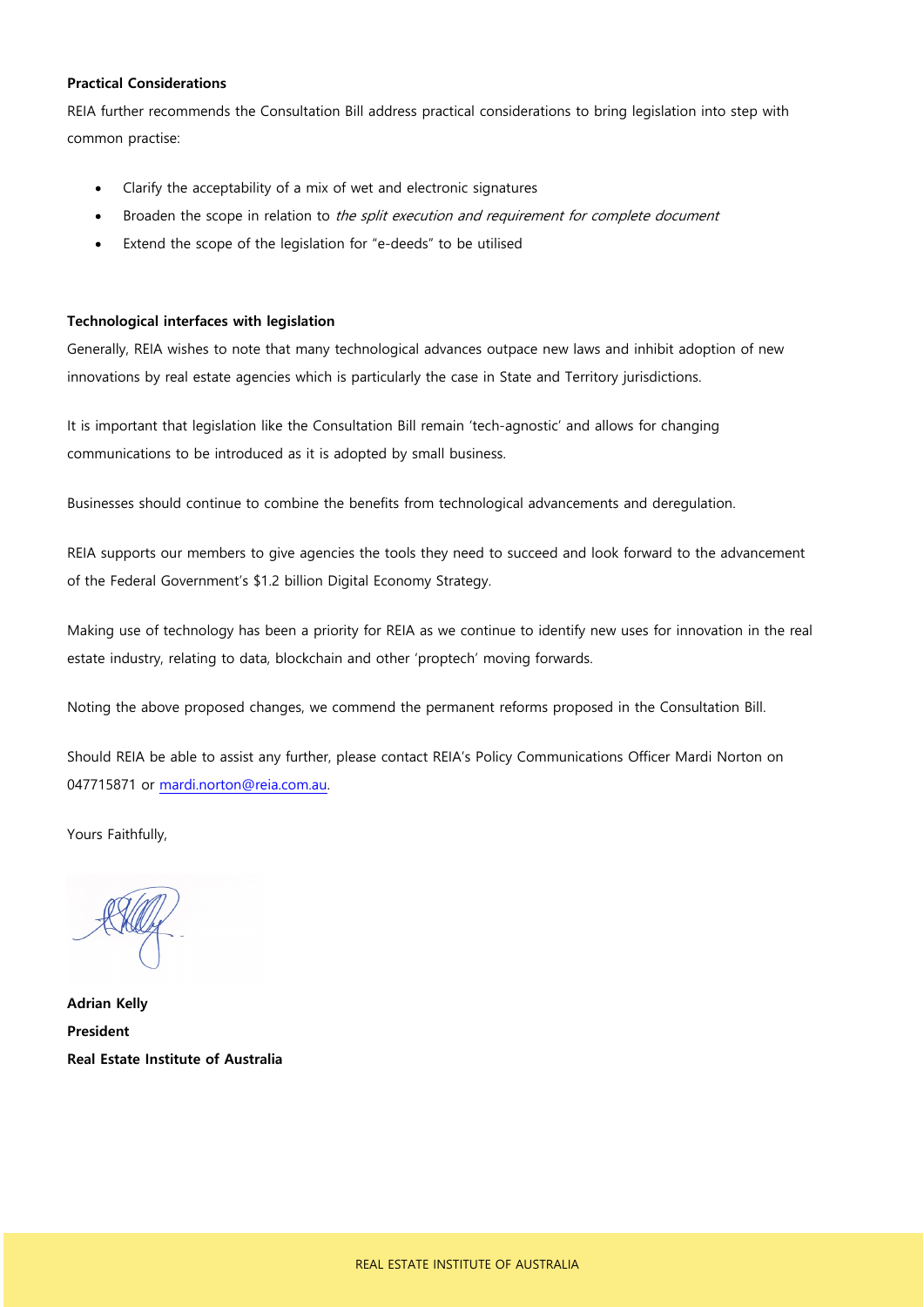**Practical Considerations**

REIA further recommends the Consultation Bill address practical considerations to bring legislation into step with common practise:

- Clarify the acceptability of a mix of wet and electronic signatures
- Broaden the scope in relation to *the split execution and requirement for complete document*
- Extend the scope of the legislation for "e-deeds" to be utilised

**Technological interfaces with legislation**

Generally, REIA wishes to note that many technological advances outpace new laws and inhibit adoption of new innovations by real estate agencies which is particularly the case in State and Territory jurisdictions.

It is important that legislation like the Consultation Bill remain 'tech-agnostic' and allows for changing communications to be introduced as it is adopted by small business.

Businesses should continue to combine the benefits from technological advancements and deregulation.

REIA supports our members to give agencies the tools they need to succeed and look forward to the advancement of the Federal Government's $1.2 billion Digital Economy Strategy.

Making use of technology has been a priority for REIA as we continue to identify new uses for innovation in the real estate industry, relating to data, blockchain and other 'proptech' moving forwards.

Noting the above proposed changes, we commend the permanent reforms proposed in the Consultation Bill.

Should REIA be able to assist any further, please contact REIA's Policy Communications Officer Mardi Norton on 047715871 or [mardi.norton@reia.com.au](mailto:mardi.norton@reia.com.au).

Yours Faithfully,

**Adrian Kelly**
**President**
**Real Estate Institute of Australia**